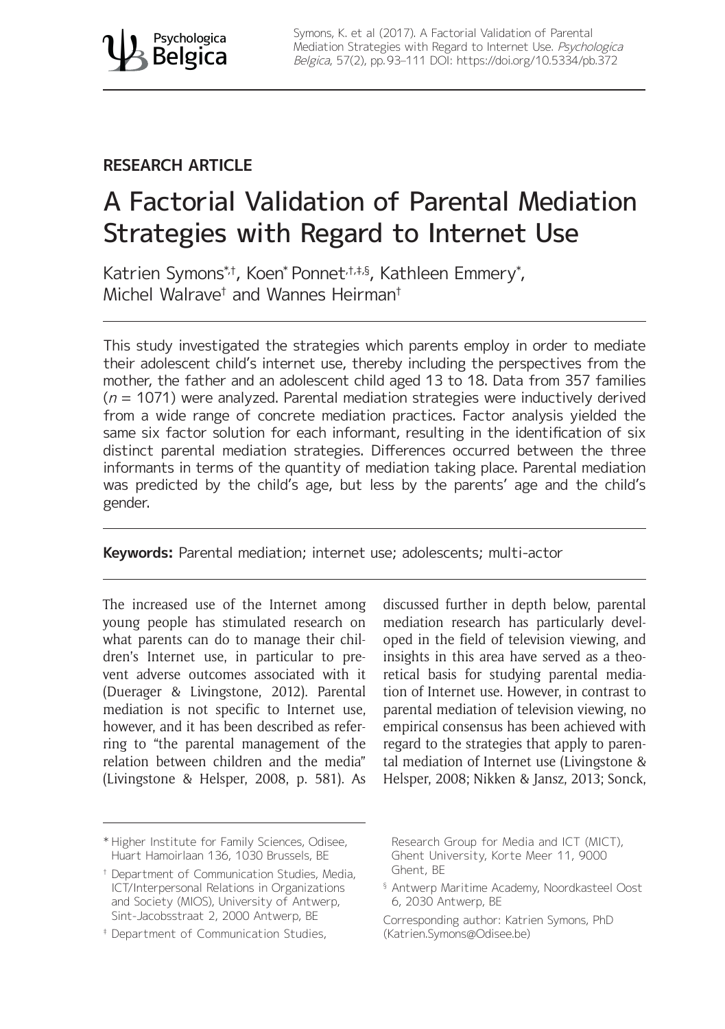RESEARCH ARTICLE

# A Factorial Validation of Parental Mediation Strategies with Regard to Internet Use

Katrien Symons[*,†], Koen[*] Ponnet[†,‡,§], Kathleen Emmery[*], Michel Walrave[†] and Wannes Heirman[†]

This study investigated the strategies which parents employ in order to mediate their adolescent child's internet use, thereby including the perspectives from the mother, the father and an adolescent child aged 13 to 18. Data from 357 families ($n$ = 1071) were analyzed. Parental mediation strategies were inductively derived from a wide range of concrete mediation practices. Factor analysis yielded the same six factor solution for each informant, resulting in the identification of six distinct parental mediation strategies. Differences occurred between the three informants in terms of the quantity of mediation taking place. Parental mediation was predicted by the child's age, but less by the parents' age and the child's gender.

**Keywords:** Parental mediation; internet use; adolescents; multi-actor

The increased use of the Internet among young people has stimulated research on what parents can do to manage their children's Internet use, in particular to prevent adverse outcomes associated with it (Duerager & Livingstone, 2012). Parental mediation is not specific to Internet use, however, and it has been described as referring to "the parental management of the relation between children and the media" (Livingstone & Helsper, 2008, p. 581). As discussed further in depth below, parental mediation research has particularly developed in the field of television viewing, and insights in this area have served as a theoretical basis for studying parental mediation of Internet use. However, in contrast to parental mediation of television viewing, no empirical consensus has been achieved with regard to the strategies that apply to parental mediation of Internet use (Livingstone & Helsper, 2008; Nikken & Jansz, 2013; Sonck,

[*] Higher Institute for Family Sciences, Odisee, Huart Hamoirlaan 136, 1030 Brussels, BE

[†] Department of Communication Studies, Media, ICT/Interpersonal Relations in Organizations and Society (MIOS), University of Antwerp, Sint-Jacobsstraat 2, 2000 Antwerp, BE

[‡] Department of Communication Studies, Research Group for Media and ICT (MICT), Ghent University, Korte Meer 11, 9000 Ghent, BE

[§] Antwerp Maritime Academy, Noordkasteel Oost 6, 2030 Antwerp, BE

Corresponding author: Katrien Symons, PhD (Katrien.Symons@Odisee.be)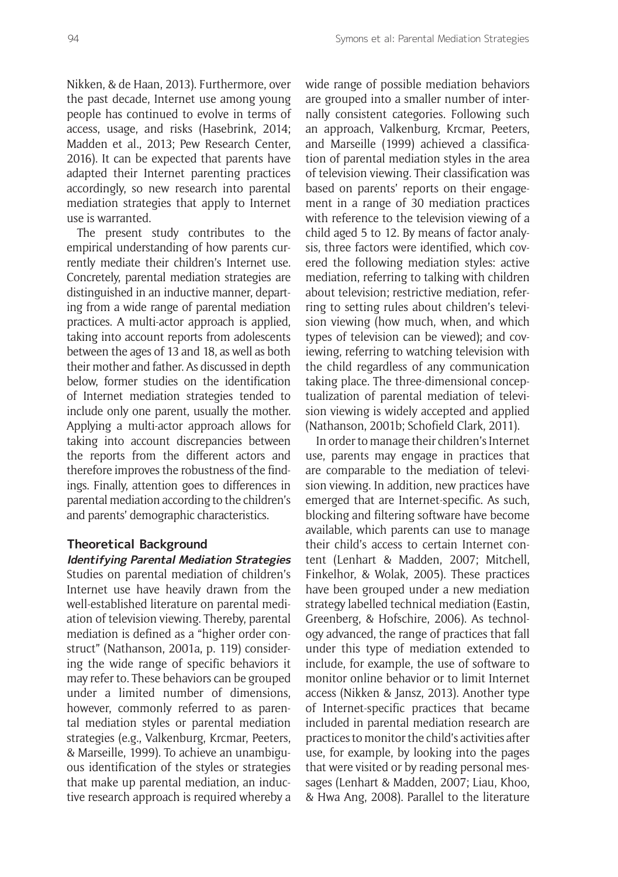Nikken, & de Haan, 2013). Furthermore, over the past decade, Internet use among young people has continued to evolve in terms of access, usage, and risks (Hasebrink, 2014; Madden et al., 2013; Pew Research Center, 2016). It can be expected that parents have adapted their Internet parenting practices accordingly, so new research into parental mediation strategies that apply to Internet use is warranted.

The present study contributes to the empirical understanding of how parents currently mediate their children's Internet use. Concretely, parental mediation strategies are distinguished in an inductive manner, departing from a wide range of parental mediation practices. A multi-actor approach is applied, taking into account reports from adolescents between the ages of 13 and 18, as well as both their mother and father. As discussed in depth below, former studies on the identification of Internet mediation strategies tended to include only one parent, usually the mother. Applying a multi-actor approach allows for taking into account discrepancies between the reports from the different actors and therefore improves the robustness of the findings. Finally, attention goes to differences in parental mediation according to the children's and parents' demographic characteristics.

## Theoretical Background

### *Identifying Parental Mediation Strategies*

Studies on parental mediation of children's Internet use have heavily drawn from the well-established literature on parental mediation of television viewing. Thereby, parental mediation is defined as a "higher order construct" (Nathanson, 2001a, p. 119) considering the wide range of specific behaviors it may refer to. These behaviors can be grouped under a limited number of dimensions, however, commonly referred to as parental mediation styles or parental mediation strategies (e.g., Valkenburg, Krcmar, Peeters, & Marseille, 1999). To achieve an unambiguous identification of the styles or strategies that make up parental mediation, an inductive research approach is required whereby a wide range of possible mediation behaviors are grouped into a smaller number of internally consistent categories. Following such an approach, Valkenburg, Krcmar, Peeters, and Marseille (1999) achieved a classification of parental mediation styles in the area of television viewing. Their classification was based on parents' reports on their engagement in a range of 30 mediation practices with reference to the television viewing of a child aged 5 to 12. By means of factor analysis, three factors were identified, which covered the following mediation styles: active mediation, referring to talking with children about television; restrictive mediation, referring to setting rules about children's television viewing (how much, when, and which types of television can be viewed); and coviewing, referring to watching television with the child regardless of any communication taking place. The three-dimensional conceptualization of parental mediation of television viewing is widely accepted and applied (Nathanson, 2001b; Schofield Clark, 2011).

In order to manage their children's Internet use, parents may engage in practices that are comparable to the mediation of television viewing. In addition, new practices have emerged that are Internet-specific. As such, blocking and filtering software have become available, which parents can use to manage their child's access to certain Internet content (Lenhart & Madden, 2007; Mitchell, Finkelhor, & Wolak, 2005). These practices have been grouped under a new mediation strategy labelled technical mediation (Eastin, Greenberg, & Hofschire, 2006). As technology advanced, the range of practices that fall under this type of mediation extended to include, for example, the use of software to monitor online behavior or to limit Internet access (Nikken & Jansz, 2013). Another type of Internet-specific practices that became included in parental mediation research are practices to monitor the child's activities after use, for example, by looking into the pages that were visited or by reading personal messages (Lenhart & Madden, 2007; Liau, Khoo, & Hwa Ang, 2008). Parallel to the literature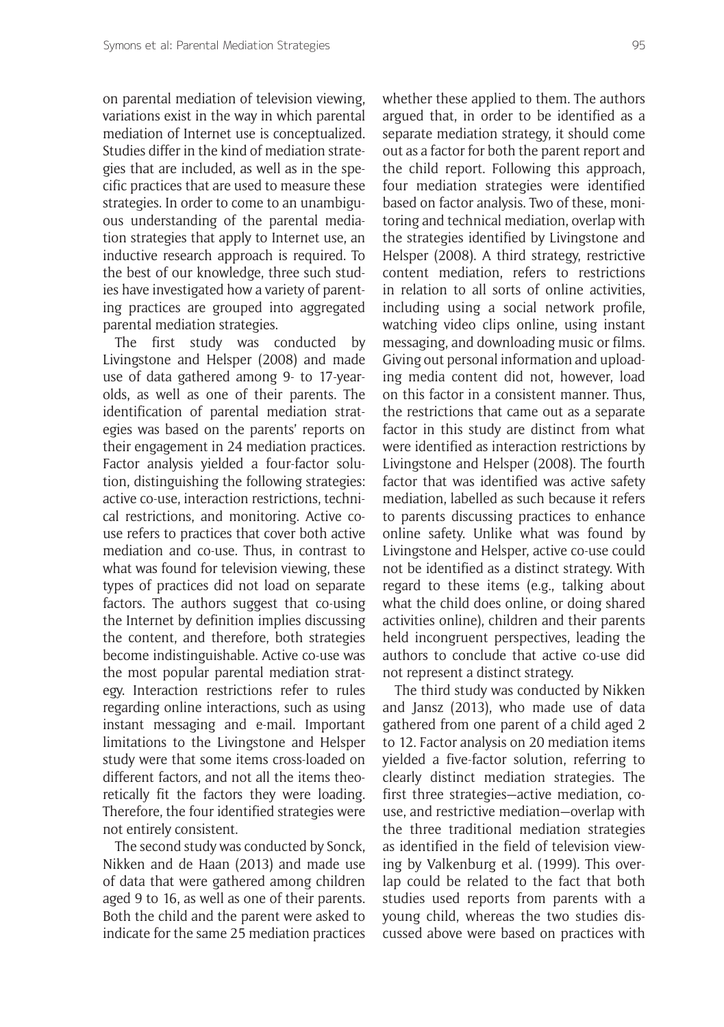on parental mediation of television viewing, variations exist in the way in which parental mediation of Internet use is conceptualized. Studies differ in the kind of mediation strategies that are included, as well as in the specific practices that are used to measure these strategies. In order to come to an unambiguous understanding of the parental mediation strategies that apply to Internet use, an inductive research approach is required. To the best of our knowledge, three such studies have investigated how a variety of parenting practices are grouped into aggregated parental mediation strategies.

The first study was conducted by Livingstone and Helsper (2008) and made use of data gathered among 9- to 17-year-olds, as well as one of their parents. The identification of parental mediation strategies was based on the parents' reports on their engagement in 24 mediation practices. Factor analysis yielded a four-factor solution, distinguishing the following strategies: active co-use, interaction restrictions, technical restrictions, and monitoring. Active co-use refers to practices that cover both active mediation and co-use. Thus, in contrast to what was found for television viewing, these types of practices did not load on separate factors. The authors suggest that co-using the Internet by definition implies discussing the content, and therefore, both strategies become indistinguishable. Active co-use was the most popular parental mediation strategy. Interaction restrictions refer to rules regarding online interactions, such as using instant messaging and e-mail. Important limitations to the Livingstone and Helsper study were that some items cross-loaded on different factors, and not all the items theoretically fit the factors they were loading. Therefore, the four identified strategies were not entirely consistent.

The second study was conducted by Sonck, Nikken and de Haan (2013) and made use of data that were gathered among children aged 9 to 16, as well as one of their parents. Both the child and the parent were asked to indicate for the same 25 mediation practices whether these applied to them. The authors argued that, in order to be identified as a separate mediation strategy, it should come out as a factor for both the parent report and the child report. Following this approach, four mediation strategies were identified based on factor analysis. Two of these, monitoring and technical mediation, overlap with the strategies identified by Livingstone and Helsper (2008). A third strategy, restrictive content mediation, refers to restrictions in relation to all sorts of online activities, including using a social network profile, watching video clips online, using instant messaging, and downloading music or films. Giving out personal information and uploading media content did not, however, load on this factor in a consistent manner. Thus, the restrictions that came out as a separate factor in this study are distinct from what were identified as interaction restrictions by Livingstone and Helsper (2008). The fourth factor that was identified was active safety mediation, labelled as such because it refers to parents discussing practices to enhance online safety. Unlike what was found by Livingstone and Helsper, active co-use could not be identified as a distinct strategy. With regard to these items (e.g., talking about what the child does online, or doing shared activities online), children and their parents held incongruent perspectives, leading the authors to conclude that active co-use did not represent a distinct strategy.

The third study was conducted by Nikken and Jansz (2013), who made use of data gathered from one parent of a child aged 2 to 12. Factor analysis on 20 mediation items yielded a five-factor solution, referring to clearly distinct mediation strategies. The first three strategies—active mediation, co-use, and restrictive mediation—overlap with the three traditional mediation strategies as identified in the field of television viewing by Valkenburg et al. (1999). This overlap could be related to the fact that both studies used reports from parents with a young child, whereas the two studies discussed above were based on practices with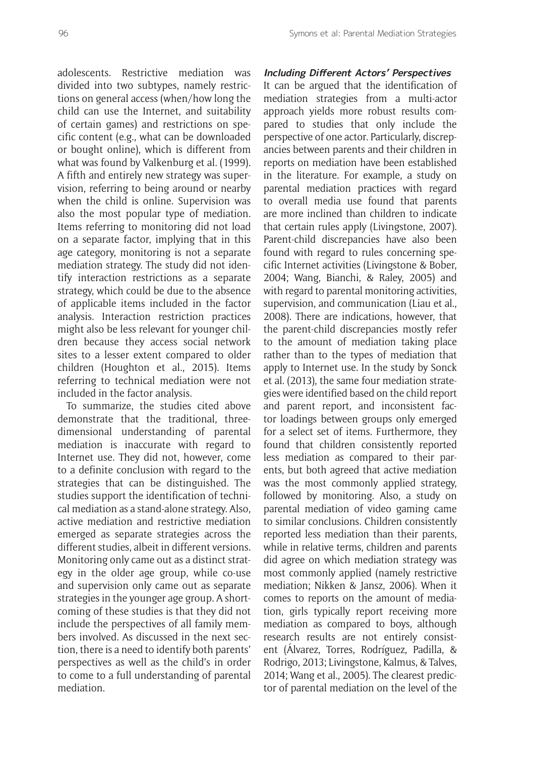adolescents. Restrictive mediation was divided into two subtypes, namely restrictions on general access (when/how long the child can use the Internet, and suitability of certain games) and restrictions on specific content (e.g., what can be downloaded or bought online), which is different from what was found by Valkenburg et al. (1999). A fifth and entirely new strategy was supervision, referring to being around or nearby when the child is online. Supervision was also the most popular type of mediation. Items referring to monitoring did not load on a separate factor, implying that in this age category, monitoring is not a separate mediation strategy. The study did not identify interaction restrictions as a separate strategy, which could be due to the absence of applicable items included in the factor analysis. Interaction restriction practices might also be less relevant for younger children because they access social network sites to a lesser extent compared to older children (Houghton et al., 2015). Items referring to technical mediation were not included in the factor analysis.

To summarize, the studies cited above demonstrate that the traditional, three-dimensional understanding of parental mediation is inaccurate with regard to Internet use. They did not, however, come to a definite conclusion with regard to the strategies that can be distinguished. The studies support the identification of technical mediation as a stand-alone strategy. Also, active mediation and restrictive mediation emerged as separate strategies across the different studies, albeit in different versions. Monitoring only came out as a distinct strategy in the older age group, while co-use and supervision only came out as separate strategies in the younger age group. A shortcoming of these studies is that they did not include the perspectives of all family members involved. As discussed in the next section, there is a need to identify both parents' perspectives as well as the child's in order to come to a full understanding of parental mediation.

### *Including Different Actors' Perspectives*

It can be argued that the identification of mediation strategies from a multi-actor approach yields more robust results compared to studies that only include the perspective of one actor. Particularly, discrepancies between parents and their children in reports on mediation have been established in the literature. For example, a study on parental mediation practices with regard to overall media use found that parents are more inclined than children to indicate that certain rules apply (Livingstone, 2007). Parent-child discrepancies have also been found with regard to rules concerning specific Internet activities (Livingstone & Bober, 2004; Wang, Bianchi, & Raley, 2005) and with regard to parental monitoring activities, supervision, and communication (Liau et al., 2008). There are indications, however, that the parent-child discrepancies mostly refer to the amount of mediation taking place rather than to the types of mediation that apply to Internet use. In the study by Sonck et al. (2013), the same four mediation strategies were identified based on the child report and parent report, and inconsistent factor loadings between groups only emerged for a select set of items. Furthermore, they found that children consistently reported less mediation as compared to their parents, but both agreed that active mediation was the most commonly applied strategy, followed by monitoring. Also, a study on parental mediation of video gaming came to similar conclusions. Children consistently reported less mediation than their parents, while in relative terms, children and parents did agree on which mediation strategy was most commonly applied (namely restrictive mediation; Nikken & Jansz, 2006). When it comes to reports on the amount of mediation, girls typically report receiving more mediation as compared to boys, although research results are not entirely consistent (Álvarez, Torres, Rodríguez, Padilla, & Rodrigo, 2013; Livingstone, Kalmus, & Talves, 2014; Wang et al., 2005). The clearest predictor of parental mediation on the level of the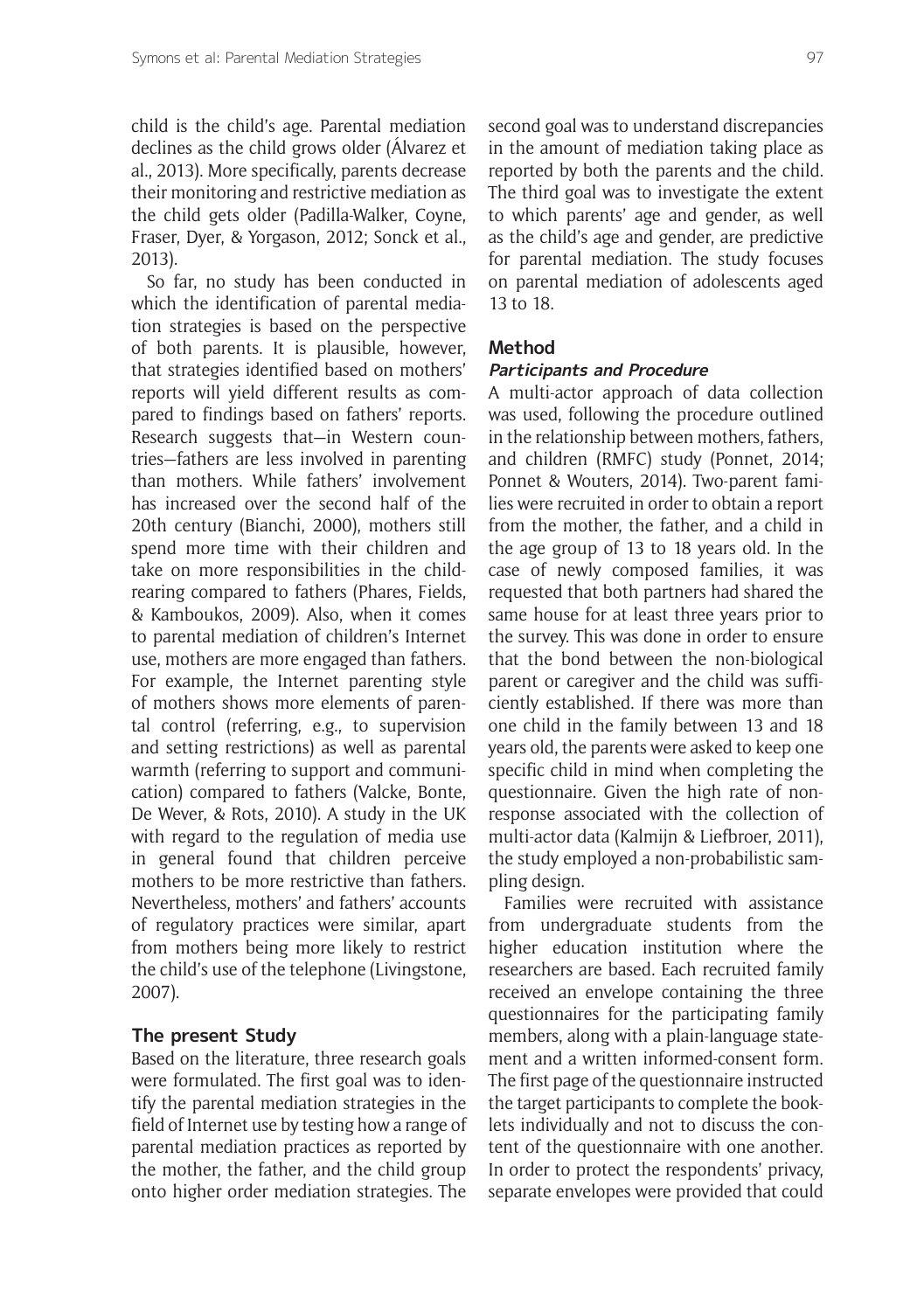child is the child's age. Parental mediation declines as the child grows older (Álvarez et al., 2013). More specifically, parents decrease their monitoring and restrictive mediation as the child gets older (Padilla-Walker, Coyne, Fraser, Dyer, & Yorgason, 2012; Sonck et al., 2013).

So far, no study has been conducted in which the identification of parental mediation strategies is based on the perspective of both parents. It is plausible, however, that strategies identified based on mothers' reports will yield different results as compared to findings based on fathers' reports. Research suggests that—in Western countries—fathers are less involved in parenting than mothers. While fathers' involvement has increased over the second half of the 20th century (Bianchi, 2000), mothers still spend more time with their children and take on more responsibilities in the childrearing compared to fathers (Phares, Fields, & Kamboukos, 2009). Also, when it comes to parental mediation of children's Internet use, mothers are more engaged than fathers. For example, the Internet parenting style of mothers shows more elements of parental control (referring, e.g., to supervision and setting restrictions) as well as parental warmth (referring to support and communication) compared to fathers (Valcke, Bonte, De Wever, & Rots, 2010). A study in the UK with regard to the regulation of media use in general found that children perceive mothers to be more restrictive than fathers. Nevertheless, mothers' and fathers' accounts of regulatory practices were similar, apart from mothers being more likely to restrict the child's use of the telephone (Livingstone, 2007).

## The present Study

Based on the literature, three research goals were formulated. The first goal was to identify the parental mediation strategies in the field of Internet use by testing how a range of parental mediation practices as reported by the mother, the father, and the child group onto higher order mediation strategies. The second goal was to understand discrepancies in the amount of mediation taking place as reported by both the parents and the child. The third goal was to investigate the extent to which parents' age and gender, as well as the child's age and gender, are predictive for parental mediation. The study focuses on parental mediation of adolescents aged 13 to 18.

## Method

### Participants and Procedure

A multi-actor approach of data collection was used, following the procedure outlined in the relationship between mothers, fathers, and children (RMFC) study (Ponnet, 2014; Ponnet & Wouters, 2014). Two-parent families were recruited in order to obtain a report from the mother, the father, and a child in the age group of 13 to 18 years old. In the case of newly composed families, it was requested that both partners had shared the same house for at least three years prior to the survey. This was done in order to ensure that the bond between the non-biological parent or caregiver and the child was sufficiently established. If there was more than one child in the family between 13 and 18 years old, the parents were asked to keep one specific child in mind when completing the questionnaire. Given the high rate of nonresponse associated with the collection of multi-actor data (Kalmijn & Liefbroer, 2011), the study employed a non-probabilistic sampling design.

Families were recruited with assistance from undergraduate students from the higher education institution where the researchers are based. Each recruited family received an envelope containing the three questionnaires for the participating family members, along with a plain-language statement and a written informed-consent form. The first page of the questionnaire instructed the target participants to complete the booklets individually and not to discuss the content of the questionnaire with one another. In order to protect the respondents' privacy, separate envelopes were provided that could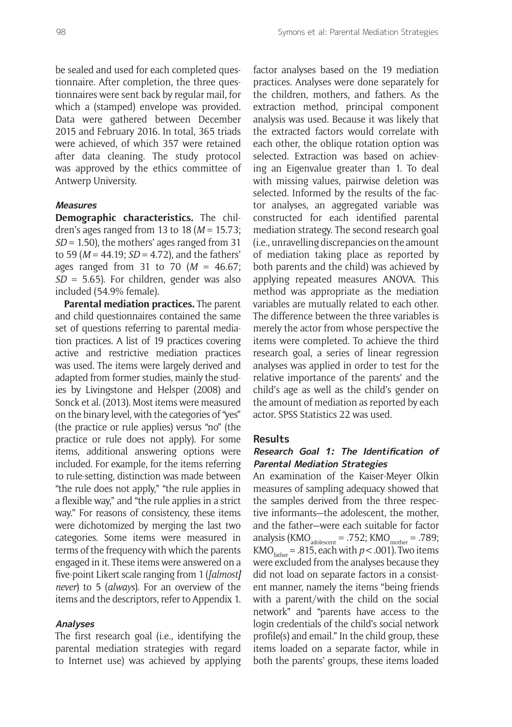be sealed and used for each completed questionnaire. After completion, the three questionnaires were sent back by regular mail, for which a (stamped) envelope was provided. Data were gathered between December 2015 and February 2016. In total, 365 triads were achieved, of which 357 were retained after data cleaning. The study protocol was approved by the ethics committee of Antwerp University.

### Measures

**Demographic characteristics.** The children's ages ranged from 13 to 18 ($M = 15.73$; $SD = 1.50$), the mothers' ages ranged from 31 to 59 ($M = 44.19$; $SD = 4.72$), and the fathers' ages ranged from 31 to 70 ($M = 46.67$; $SD = 5.65$). For children, gender was also included (54.9% female).

**Parental mediation practices.** The parent and child questionnaires contained the same set of questions referring to parental mediation practices. A list of 19 practices covering active and restrictive mediation practices was used. The items were largely derived and adapted from former studies, mainly the studies by Livingstone and Helsper (2008) and Sonck et al. (2013). Most items were measured on the binary level, with the categories of "yes" (the practice or rule applies) versus "no" (the practice or rule does not apply). For some items, additional answering options were included. For example, for the items referring to rule-setting, distinction was made between "the rule does not apply," "the rule applies in a flexible way," and "the rule applies in a strict way." For reasons of consistency, these items were dichotomized by merging the last two categories. Some items were measured in terms of the frequency with which the parents engaged in it. These items were answered on a five-point Likert scale ranging from 1 (*[almost] never*) to 5 (*always*). For an overview of the items and the descriptors, refer to Appendix 1.

### Analyses

The first research goal (i.e., identifying the parental mediation strategies with regard to Internet use) was achieved by applying factor analyses based on the 19 mediation practices. Analyses were done separately for the children, mothers, and fathers. As the extraction method, principal component analysis was used. Because it was likely that the extracted factors would correlate with each other, the oblique rotation option was selected. Extraction was based on achieving an Eigenvalue greater than 1. To deal with missing values, pairwise deletion was selected. Informed by the results of the factor analyses, an aggregated variable was constructed for each identified parental mediation strategy. The second research goal (i.e., unravelling discrepancies on the amount of mediation taking place as reported by both parents and the child) was achieved by applying repeated measures ANOVA. This method was appropriate as the mediation variables are mutually related to each other. The difference between the three variables is merely the actor from whose perspective the items were completed. To achieve the third research goal, a series of linear regression analyses was applied in order to test for the relative importance of the parents' and the child's age as well as the child's gender on the amount of mediation as reported by each actor. SPSS Statistics 22 was used.

## Results

### Research Goal 1: The Identification of Parental Mediation Strategies

An examination of the Kaiser-Meyer Olkin measures of sampling adequacy showed that the samples derived from the three respective informants—the adolescent, the mother, and the father—were each suitable for factor analysis ($KMO_{adolescent} = .752$; $KMO_{mother} = .789$; $KMO_{father} = .815$, each with $p < .001$). Two items were excluded from the analyses because they did not load on separate factors in a consistent manner, namely the items "being friends with a parent/with the child on the social network" and "parents have access to the login credentials of the child's social network profile(s) and email." In the child group, these items loaded on a separate factor, while in both the parents' groups, these items loaded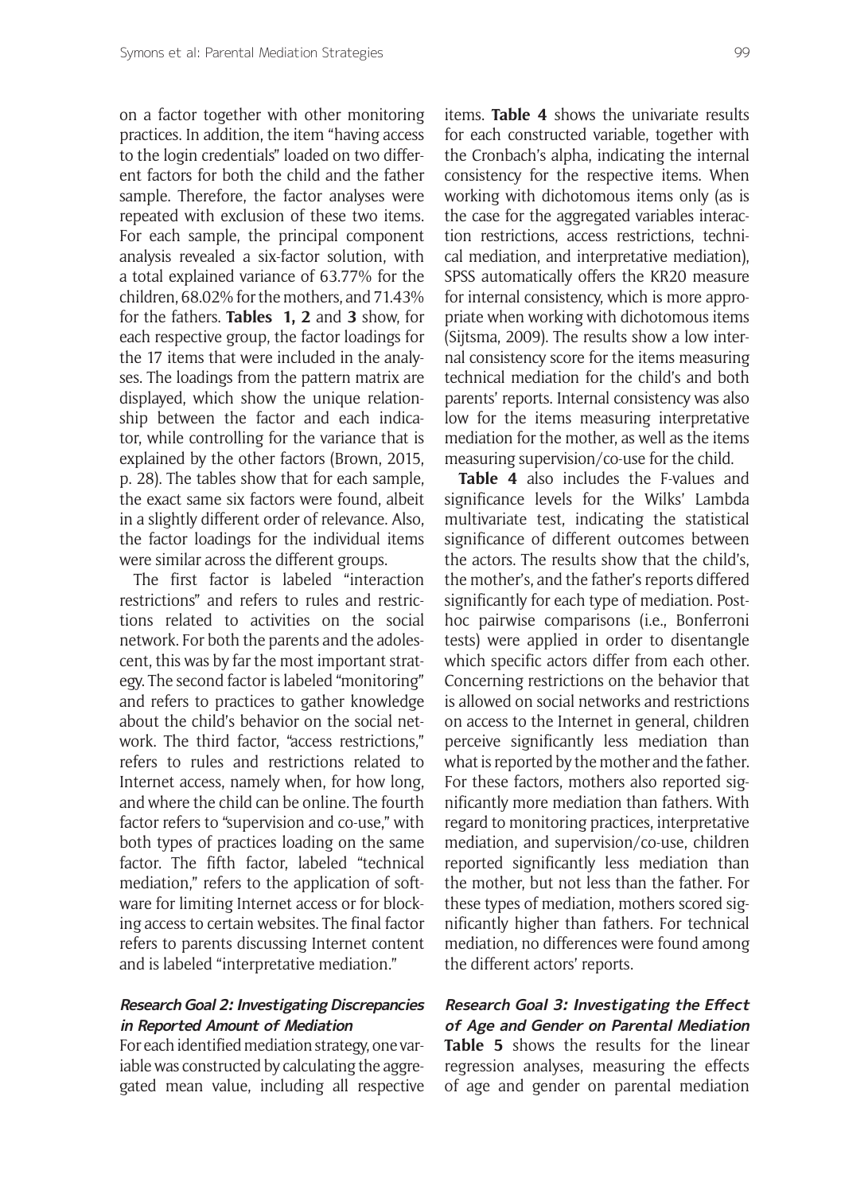on a factor together with other monitoring practices. In addition, the item "having access to the login credentials" loaded on two different factors for both the child and the father sample. Therefore, the factor analyses were repeated with exclusion of these two items. For each sample, the principal component analysis revealed a six-factor solution, with a total explained variance of 63.77% for the children, 68.02% for the mothers, and 71.43% for the fathers. **Tables 1, 2** and **3** show, for each respective group, the factor loadings for the 17 items that were included in the analyses. The loadings from the pattern matrix are displayed, which show the unique relationship between the factor and each indicator, while controlling for the variance that is explained by the other factors (Brown, 2015, p. 28). The tables show that for each sample, the exact same six factors were found, albeit in a slightly different order of relevance. Also, the factor loadings for the individual items were similar across the different groups.

The first factor is labeled "interaction restrictions" and refers to rules and restrictions related to activities on the social network. For both the parents and the adolescent, this was by far the most important strategy. The second factor is labeled "monitoring" and refers to practices to gather knowledge about the child's behavior on the social network. The third factor, "access restrictions," refers to rules and restrictions related to Internet access, namely when, for how long, and where the child can be online. The fourth factor refers to "supervision and co-use," with both types of practices loading on the same factor. The fifth factor, labeled "technical mediation," refers to the application of software for limiting Internet access or for blocking access to certain websites. The final factor refers to parents discussing Internet content and is labeled "interpretative mediation."

### *Research Goal 2: Investigating Discrepancies in Reported Amount of Mediation*

For each identified mediation strategy, one variable was constructed by calculating the aggregated mean value, including all respective items. **Table 4** shows the univariate results for each constructed variable, together with the Cronbach's alpha, indicating the internal consistency for the respective items. When working with dichotomous items only (as is the case for the aggregated variables interaction restrictions, access restrictions, technical mediation, and interpretative mediation), SPSS automatically offers the KR20 measure for internal consistency, which is more appropriate when working with dichotomous items (Sijtsma, 2009). The results show a low internal consistency score for the items measuring technical mediation for the child's and both parents' reports. Internal consistency was also low for the items measuring interpretative mediation for the mother, as well as the items measuring supervision/co-use for the child.

**Table 4** also includes the F-values and significance levels for the Wilks' Lambda multivariate test, indicating the statistical significance of different outcomes between the actors. The results show that the child's, the mother's, and the father's reports differed significantly for each type of mediation. Post-hoc pairwise comparisons (i.e., Bonferroni tests) were applied in order to disentangle which specific actors differ from each other. Concerning restrictions on the behavior that is allowed on social networks and restrictions on access to the Internet in general, children perceive significantly less mediation than what is reported by the mother and the father. For these factors, mothers also reported significantly more mediation than fathers. With regard to monitoring practices, interpretative mediation, and supervision/co-use, children reported significantly less mediation than the mother, but not less than the father. For these types of mediation, mothers scored significantly higher than fathers. For technical mediation, no differences were found among the different actors' reports.

### *Research Goal 3: Investigating the Effect of Age and Gender on Parental Mediation*

**Table 5** shows the results for the linear regression analyses, measuring the effects of age and gender on parental mediation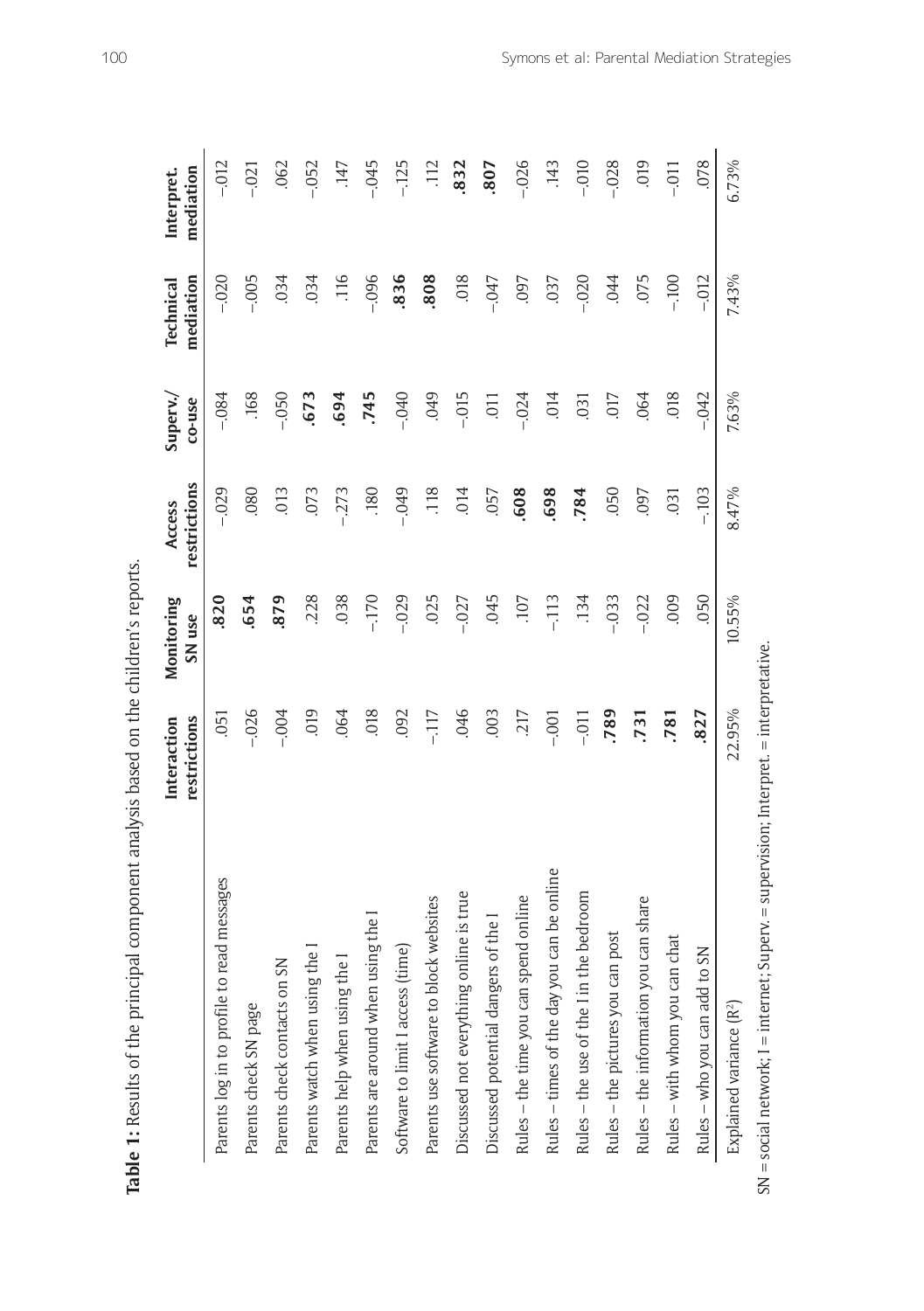**Table 1:** Results of the principal component analysis based on the children's reports.

| | Interaction restrictions | Monitoring SN use | Access restrictions | Superv./ co-use | Technical mediation | Interpret. mediation |
|---|---|---|---|---|---|---|
| Parents log in to profile to read messages | .051 | **.820** | –.029 | –.084 | –.020 | –.012 |
| Parents check SN page | –.026 | **.654** | .080 | .168 | –.005 | –.021 |
| Parents check contacts on SN | –.004 | **.879** | .013 | –.050 | .034 | .062 |
| Parents watch when using the I | .019 | .228 | .073 | **.673** | .034 | –.052 |
| Parents help when using the I | .064 | .038 | –.273 | **.694** | .116 | .147 |
| Parents are around when using the I | .018 | –.170 | .180 | **.745** | –.096 | –.045 |
| Software to limit I access (time) | .092 | –.029 | –.049 | –.040 | **.836** | –.125 |
| Parents use software to block websites | –.117 | .025 | .118 | .049 | **.808** | .112 |
| Discussed not everything online is true | .046 | –.027 | .014 | –.015 | .018 | **.832** |
| Discussed potential dangers of the I | .003 | .045 | .057 | .011 | –.047 | **.807** |
| Rules – the time you can spend online | .217 | .107 | **.608** | –.024 | .097 | –.026 |
| Rules – times of the day you can be online | –.001 | –.113 | **.698** | .014 | .037 | .143 |
| Rules – the use of the I in the bedroom | –.011 | .134 | **.784** | .031 | –.020 | –.010 |
| Rules – the pictures you can post | **.789** | –.033 | .050 | .017 | .044 | –.028 |
| Rules – the information you can share | **.731** | –.022 | .097 | .064 | .075 | .019 |
| Rules – with whom you can chat | **.781** | .009 | .031 | .018 | –.100 | –.011 |
| Rules – who you can add to SN | **.827** | .050 | –.103 | –.042 | –.012 | .078 |
| Explained variance ($R^2$) | 22.95% | 10.55% | 8.47% | 7.63% | 7.43% | 6.73% |

SN = social network; I = internet; Superv. = supervision; Interpret. = interpretative.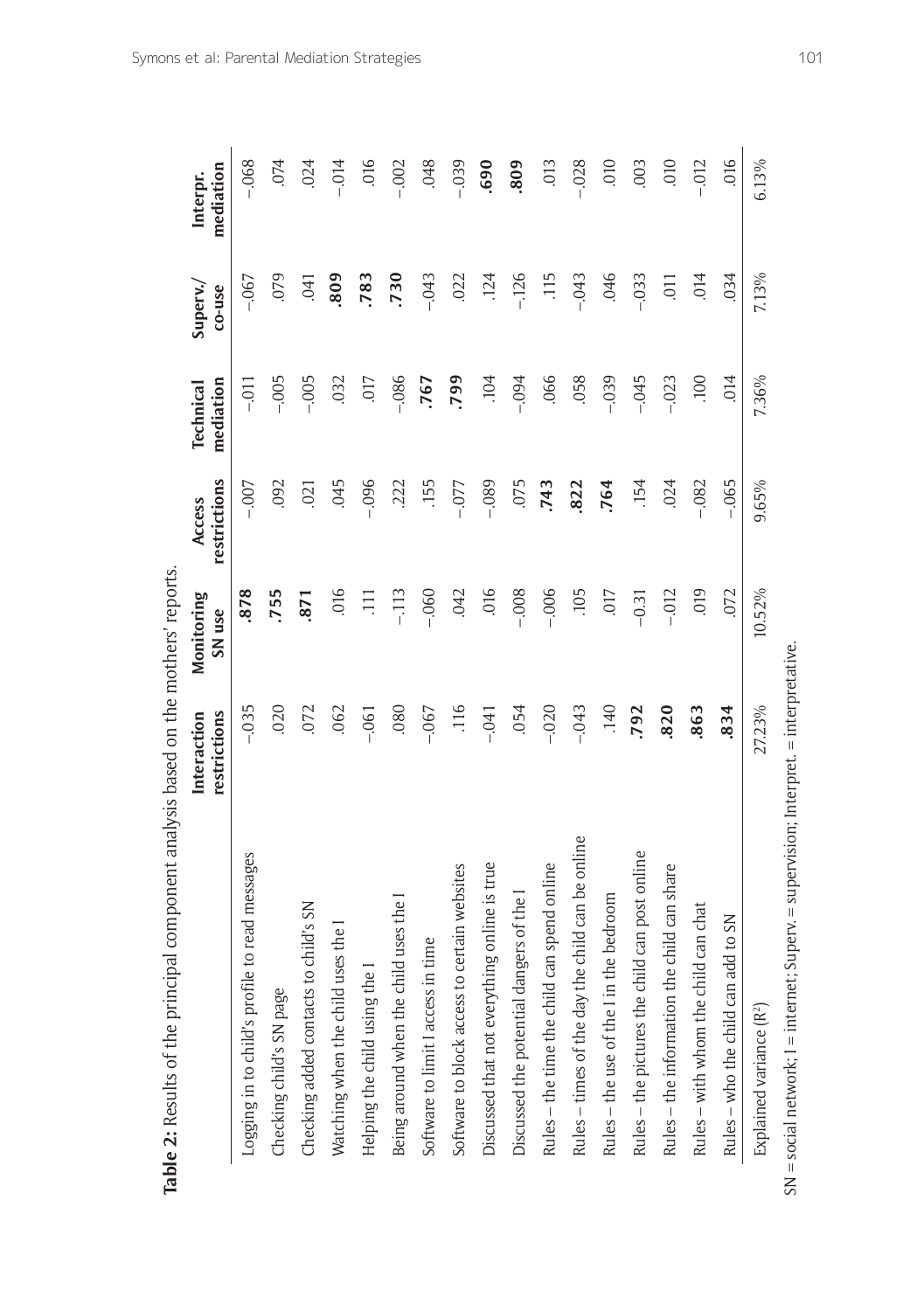**Table 2:** Results of the principal component analysis based on the mothers' reports.

| | Interaction restrictions | Monitoring SN use | Access restrictions | Technical mediation | Superv./ co-use | Interpr. mediation |
|---|---|---|---|---|---|---|
| Logging in to child's profile to read messages | –.035 | **.878** | –.007 | –.011 | –.067 | –.068 |
| Checking child's SN page | .020 | **.755** | .092 | –.005 | .079 | .074 |
| Checking added contacts to child's SN | .072 | **.871** | .021 | –.005 | .041 | .024 |
| Watching when the child uses the I | .062 | .016 | .045 | .032 | **.809** | –.014 |
| Helping the child using the I | –.061 | .111 | –.096 | .017 | **.783** | .016 |
| Being around when the child uses the I | .080 | –.113 | .222 | –.086 | **.730** | –.002 |
| Software to limit I access in time | –.067 | –.060 | .155 | **.767** | –.043 | .048 |
| Software to block access to certain websites | .116 | .042 | –.077 | **.799** | .022 | –.039 |
| Discussed that not everything online is true | –.041 | .016 | –.089 | .104 | .124 | **.690** |
| Discussed the potential dangers of the I | .054 | –.008 | .075 | –.094 | –.126 | **.809** |
| Rules – the time the child can spend online | –.020 | –.006 | **.743** | .066 | .115 | .013 |
| Rules – times of the day the child can be online | –.043 | .105 | **.822** | .058 | –.043 | –.028 |
| Rules – the use of the I in the bedroom | .140 | .017 | **.764** | –.039 | .046 | .010 |
| Rules – the pictures the child can post online | **.792** | –0.31 | .154 | –.045 | –.033 | .003 |
| Rules – the information the child can share | **.820** | –.012 | .024 | –.023 | .011 | .010 |
| Rules – with whom the child can chat | **.863** | .019 | –.082 | .100 | .014 | –.012 |
| Rules – who the child can add to SN | **.834** | .072 | –.065 | .014 | .034 | .016 |
| Explained variance ($R^2$) | 27.23% | 10.52% | 9.65% | 7.36% | 7.13% | 6.13% |

SN = social network; I = internet; Superv. = supervision; Interpret. = interpretative.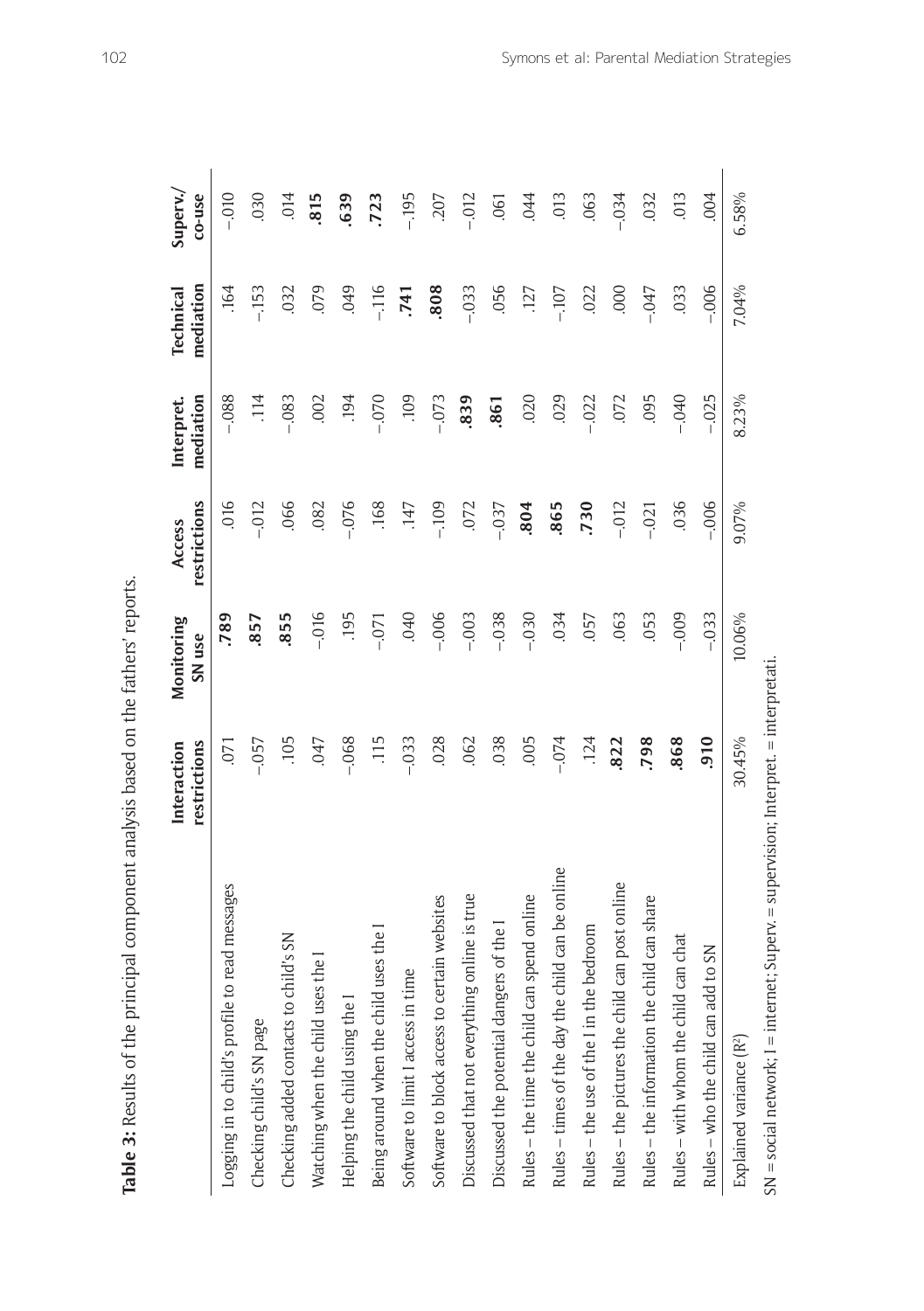**Table 3:** Results of the principal component analysis based on the fathers' reports.

| | Interaction restrictions | Monitoring SN use | Access restrictions | Interpret. mediation | Technical mediation | Superv./co-use |
|---|---|---|---|---|---|---|
| Logging in to child's profile to read messages | .071 | **.789** | .016 | –.088 | .164 | –.010 |
| Checking child's SN page | –.057 | **.857** | –.012 | .114 | –.153 | .030 |
| Checking added contacts to child's SN | .105 | **.855** | .066 | –.083 | .032 | .014 |
| Watching when the child uses the I | .047 | –.016 | .082 | .002 | .079 | **.815** |
| Helping the child using the I | –.068 | .195 | –.076 | .194 | .049 | **.639** |
| Being around when the child uses the I | .115 | –.071 | .168 | –.070 | –.116 | **.723** |
| Software to limit I access in time | –.033 | .040 | .147 | .109 | **.741** | –.195 |
| Software to block access to certain websites | .028 | –.006 | –.109 | –.073 | **.808** | .207 |
| Discussed that not everything online is true | .062 | –.003 | .072 | **.839** | –.033 | –.012 |
| Discussed the potential dangers of the I | .038 | –.038 | –.037 | **.861** | .056 | .061 |
| Rules – the time the child can spend online | .005 | –.030 | **.804** | .020 | .127 | .044 |
| Rules – times of the day the child can be online | –.074 | .034 | **.865** | .029 | –.107 | .013 |
| Rules – the use of the I in the bedroom | .124 | .057 | **.730** | –.022 | .022 | .063 |
| Rules – the pictures the child can post online | **.822** | .063 | –.012 | .072 | .000 | –.034 |
| Rules – the information the child can share | **.798** | .053 | –.021 | .095 | –.047 | .032 |
| Rules – with whom the child can chat | **.868** | –.009 | .036 | –.040 | .033 | .013 |
| Rules – who the child can add to SN | **.910** | –.033 | –.006 | –.025 | –.006 | .004 |
| Explained variance ($R^2$) | 30.45% | 10.06% | 9.07% | 8.23% | 7.04% | 6.58% |

SN = social network; I = internet; Superv. = supervision; Interpret. = interpretati.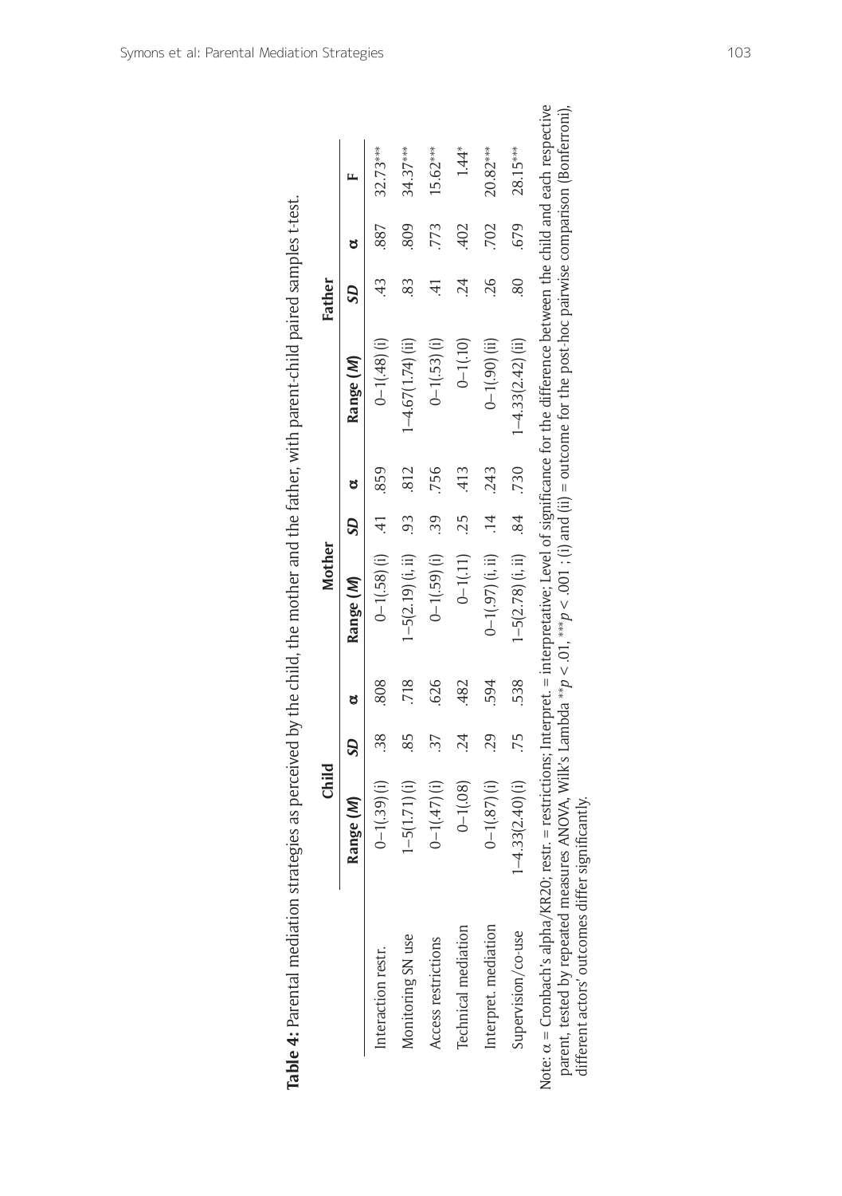**Table 4:** Parental mediation strategies as perceived by the child, the mother and the father, with parent-child paired samples t-test.

| | Child | | | Mother | | | Father | | | |
|---|---|---|---|---|---|---|---|---|---|---|
| | Range (*M*) | *SD* | α | Range (*M*) | *SD* | α | Range (*M*) | *SD* | α | F |
| Interaction restr. | 0–1(.39) (i) | .38 | .808 | 0–1(.58) (i) | .41 | .859 | 0–1(.48) (i) | .43 | .887 | 32.73*** |
| Monitoring SN use | 1–5(1.71) (i) | .85 | .718 | 1–5(2.19) (i, ii) | .93 | .812 | 1–4.67(1.74) (ii) | .83 | .809 | 34.37*** |
| Access restrictions | 0–1(.47) (i) | .37 | .626 | 0–1(.59) (i) | .39 | .756 | 0–1(.53) (i) | .41 | .773 | 15.62*** |
| Technical mediation | 0–1(.08) | .24 | .482 | 0–1(.11) | .25 | .413 | 0–1(.10) | .24 | .402 | 1.44* |
| Interpret. mediation | 0–1(.87) (i) | .29 | .594 | 0–1(.97) (i, ii) | .14 | .243 | 0–1(.90) (ii) | .26 | .702 | 20.82*** |
| Supervision/co-use | 1–4.33(2.40) (i) | .75 | .538 | 1–5(2.78) (i, ii) | .84 | .730 | 1–4.33(2.42) (ii) | .80 | .679 | 28.15*** |

Note: α = Cronbach's alpha/KR20; restr. = restrictions; Interpret. = interpretative; Level of significance for the difference between the child and each respective parent, tested by repeated measures ANOVA, Wilk's Lambda $^{**}p < .01$, $^{***}p < .001$ ; (i) and (ii) = outcome for the post-hoc pairwise comparison (Bonferroni), different actors' outcomes differ significantly.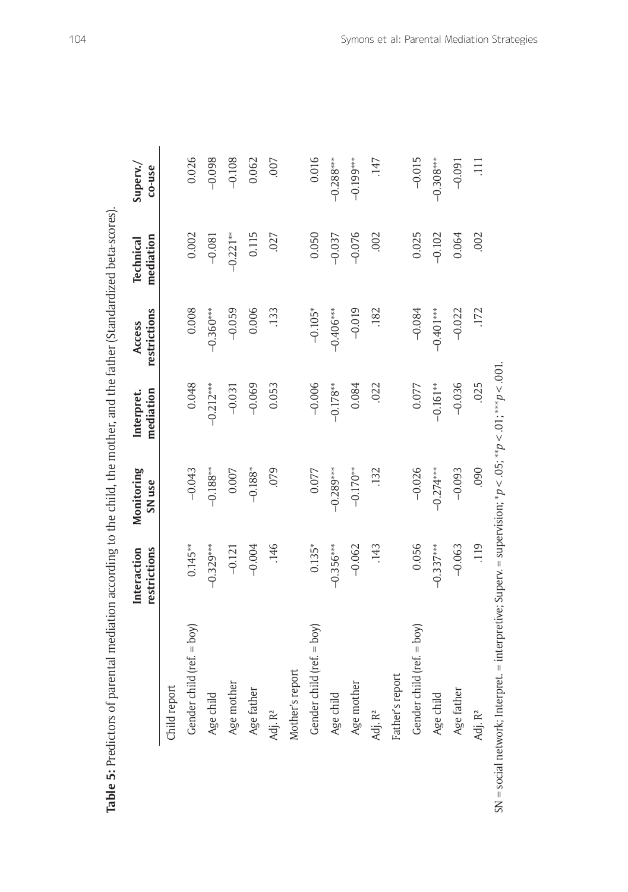**Table 5:** Predictors of parental mediation according to the child, the mother, and the father (Standardized beta-scores).

| | Interaction restrictions | Monitoring SN use | Interpret. mediation | Access restrictions | Technical mediation | Superv./co-use |
|---|---|---|---|---|---|---|
| Child report | | | | | | |
| Gender child (ref. = boy) | 0.145** | −0.043 | 0.048 | 0.008 | 0.002 | 0.026 |
| Age child | −0.329*** | −0.188** | −0.212*** | −0.360*** | −0.081 | −0.098 |
| Age mother | −0.121 | 0.007 | −0.031 | −0.059 | −0.221** | −0.108 |
| Age father | −0.004 | −0.188* | −0.069 | 0.006 | 0.115 | 0.062 |
| Adj. $R^2$ | .146 | .079 | 0.053 | .133 | .027 | .007 |
| Mother's report | | | | | | |
| Gender child (ref. = boy) | 0.135* | 0.077 | −0.006 | −0.105* | 0.050 | 0.016 |
| Age child | −0.356*** | −0.289*** | −0.178** | −0.406*** | −0.037 | −0.288*** |
| Age mother | −0.062 | −0.170** | 0.084 | −0.019 | −0.076 | −0.199*** |
| Adj. $R^2$ | .143 | .132 | .022 | .182 | .002 | .147 |
| Father's report | | | | | | |
| Gender child (ref. = boy) | 0.056 | −0.026 | 0.077 | −0.084 | 0.025 | −0.015 |
| Age child | −0.337*** | −0.274*** | −0.161** | −0.401*** | −0.102 | −0.308*** |
| Age father | −0.063 | −0.093 | −0.036 | −0.022 | 0.064 | −0.091 |
| Adj. $R^2$ | .119 | .090 | .025 | .172 | .002 | .111 |

SN = social network; Interpret. = interpretive; Superv. = supervision; * $p < .05$; ** $p < .01$; *** $p < .001$.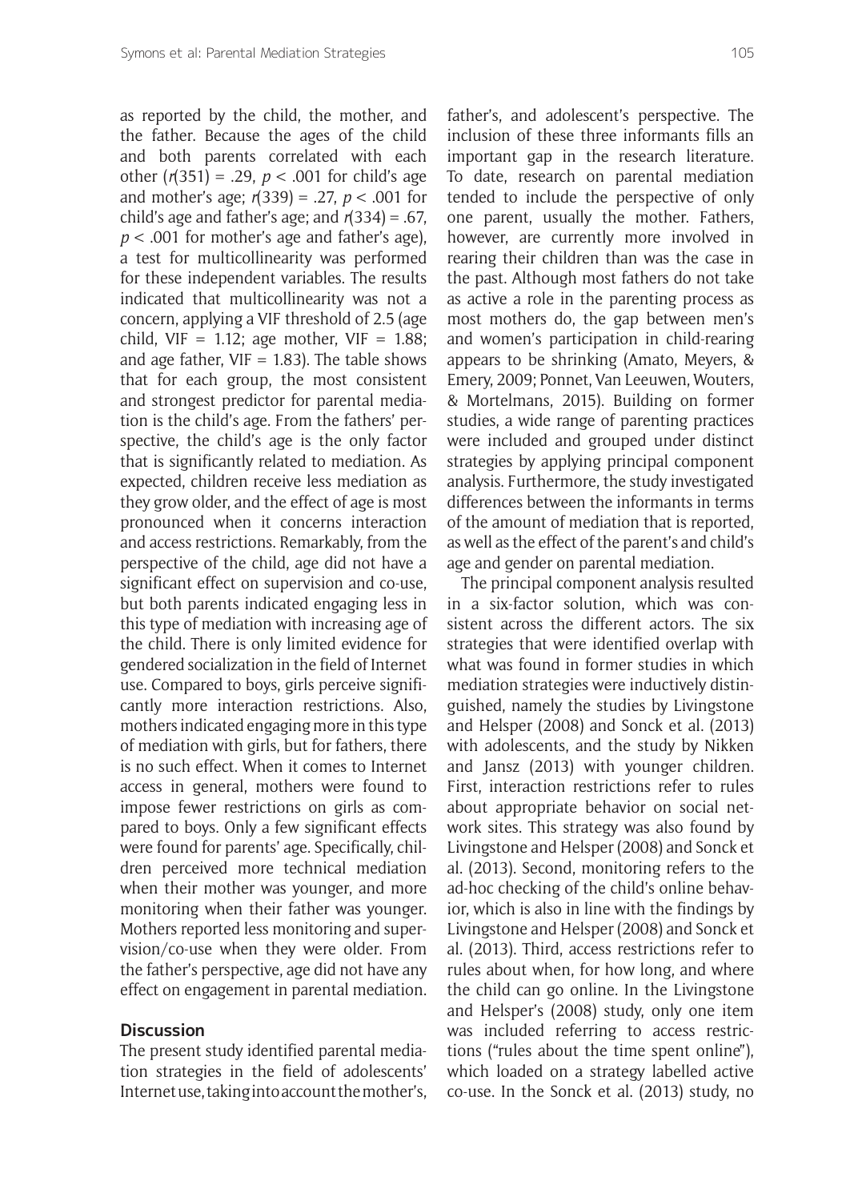as reported by the child, the mother, and the father. Because the ages of the child and both parents correlated with each other ($r(351) = .29$, $p < .001$ for child's age and mother's age; $r(339) = .27$, $p < .001$ for child's age and father's age; and $r(334) = .67$, $p < .001$ for mother's age and father's age), a test for multicollinearity was performed for these independent variables. The results indicated that multicollinearity was not a concern, applying a VIF threshold of 2.5 (age child, VIF = 1.12; age mother, VIF = 1.88; and age father, VIF = 1.83). The table shows that for each group, the most consistent and strongest predictor for parental mediation is the child's age. From the fathers' perspective, the child's age is the only factor that is significantly related to mediation. As expected, children receive less mediation as they grow older, and the effect of age is most pronounced when it concerns interaction and access restrictions. Remarkably, from the perspective of the child, age did not have a significant effect on supervision and co-use, but both parents indicated engaging less in this type of mediation with increasing age of the child. There is only limited evidence for gendered socialization in the field of Internet use. Compared to boys, girls perceive significantly more interaction restrictions. Also, mothers indicated engaging more in this type of mediation with girls, but for fathers, there is no such effect. When it comes to Internet access in general, mothers were found to impose fewer restrictions on girls as compared to boys. Only a few significant effects were found for parents' age. Specifically, children perceived more technical mediation when their mother was younger, and more monitoring when their father was younger. Mothers reported less monitoring and supervision/co-use when they were older. From the father's perspective, age did not have any effect on engagement in parental mediation.

## Discussion

The present study identified parental mediation strategies in the field of adolescents' Internet use, taking into account the mother's, father's, and adolescent's perspective. The inclusion of these three informants fills an important gap in the research literature. To date, research on parental mediation tended to include the perspective of only one parent, usually the mother. Fathers, however, are currently more involved in rearing their children than was the case in the past. Although most fathers do not take as active a role in the parenting process as most mothers do, the gap between men's and women's participation in child-rearing appears to be shrinking (Amato, Meyers, & Emery, 2009; Ponnet, Van Leeuwen, Wouters, & Mortelmans, 2015). Building on former studies, a wide range of parenting practices were included and grouped under distinct strategies by applying principal component analysis. Furthermore, the study investigated differences between the informants in terms of the amount of mediation that is reported, as well as the effect of the parent's and child's age and gender on parental mediation.

The principal component analysis resulted in a six-factor solution, which was consistent across the different actors. The six strategies that were identified overlap with what was found in former studies in which mediation strategies were inductively distinguished, namely the studies by Livingstone and Helsper (2008) and Sonck et al. (2013) with adolescents, and the study by Nikken and Jansz (2013) with younger children. First, interaction restrictions refer to rules about appropriate behavior on social network sites. This strategy was also found by Livingstone and Helsper (2008) and Sonck et al. (2013). Second, monitoring refers to the ad-hoc checking of the child's online behavior, which is also in line with the findings by Livingstone and Helsper (2008) and Sonck et al. (2013). Third, access restrictions refer to rules about when, for how long, and where the child can go online. In the Livingstone and Helsper's (2008) study, only one item was included referring to access restrictions ("rules about the time spent online"), which loaded on a strategy labelled active co-use. In the Sonck et al. (2013) study, no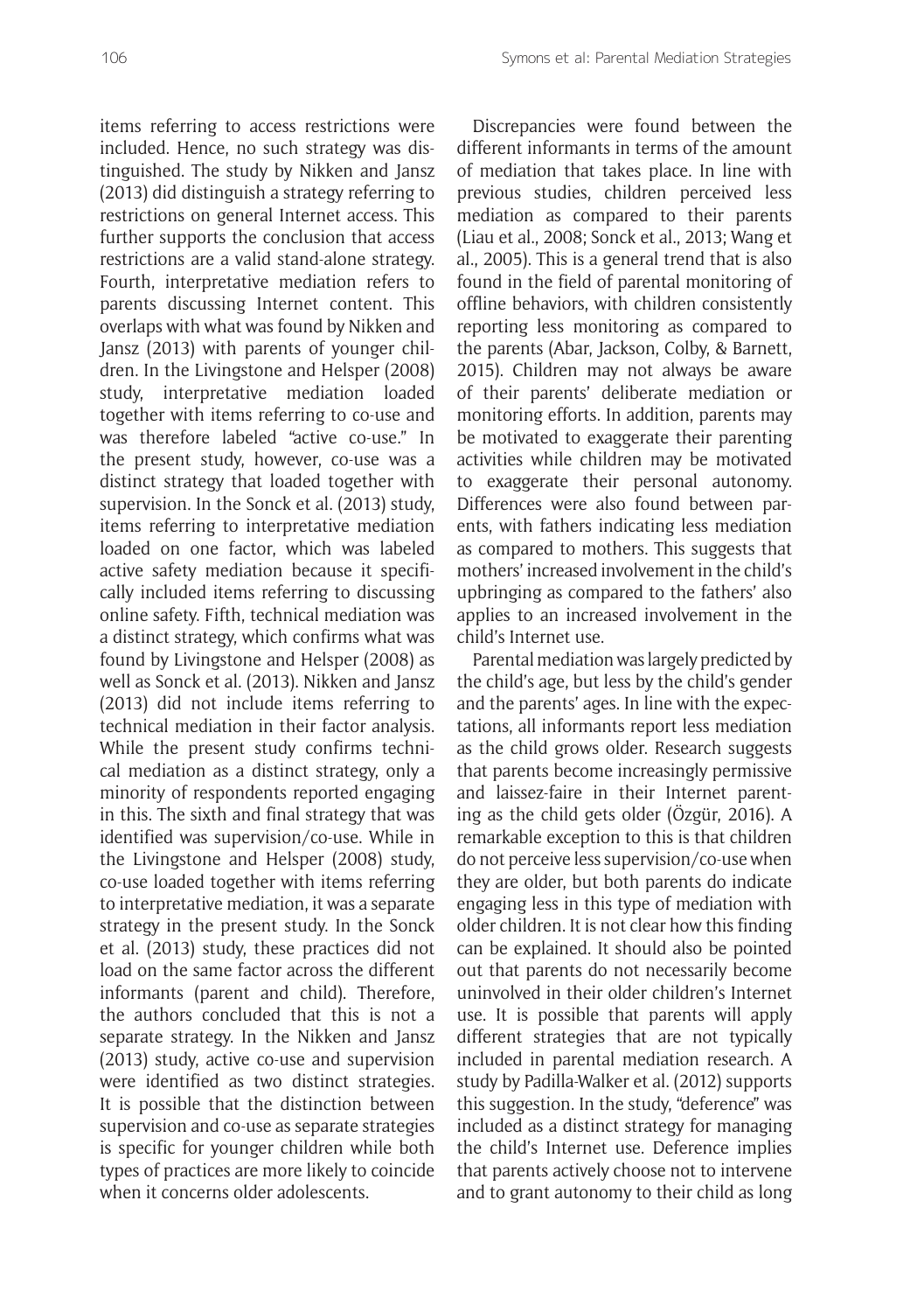items referring to access restrictions were included. Hence, no such strategy was distinguished. The study by Nikken and Jansz (2013) did distinguish a strategy referring to restrictions on general Internet access. This further supports the conclusion that access restrictions are a valid stand-alone strategy. Fourth, interpretative mediation refers to parents discussing Internet content. This overlaps with what was found by Nikken and Jansz (2013) with parents of younger children. In the Livingstone and Helsper (2008) study, interpretative mediation loaded together with items referring to co-use and was therefore labeled "active co-use." In the present study, however, co-use was a distinct strategy that loaded together with supervision. In the Sonck et al. (2013) study, items referring to interpretative mediation loaded on one factor, which was labeled active safety mediation because it specifically included items referring to discussing online safety. Fifth, technical mediation was a distinct strategy, which confirms what was found by Livingstone and Helsper (2008) as well as Sonck et al. (2013). Nikken and Jansz (2013) did not include items referring to technical mediation in their factor analysis. While the present study confirms technical mediation as a distinct strategy, only a minority of respondents reported engaging in this. The sixth and final strategy that was identified was supervision/co-use. While in the Livingstone and Helsper (2008) study, co-use loaded together with items referring to interpretative mediation, it was a separate strategy in the present study. In the Sonck et al. (2013) study, these practices did not load on the same factor across the different informants (parent and child). Therefore, the authors concluded that this is not a separate strategy. In the Nikken and Jansz (2013) study, active co-use and supervision were identified as two distinct strategies. It is possible that the distinction between supervision and co-use as separate strategies is specific for younger children while both types of practices are more likely to coincide when it concerns older adolescents.

Discrepancies were found between the different informants in terms of the amount of mediation that takes place. In line with previous studies, children perceived less mediation as compared to their parents (Liau et al., 2008; Sonck et al., 2013; Wang et al., 2005). This is a general trend that is also found in the field of parental monitoring of offline behaviors, with children consistently reporting less monitoring as compared to the parents (Abar, Jackson, Colby, & Barnett, 2015). Children may not always be aware of their parents' deliberate mediation or monitoring efforts. In addition, parents may be motivated to exaggerate their parenting activities while children may be motivated to exaggerate their personal autonomy. Differences were also found between parents, with fathers indicating less mediation as compared to mothers. This suggests that mothers' increased involvement in the child's upbringing as compared to the fathers' also applies to an increased involvement in the child's Internet use.

Parental mediation was largely predicted by the child's age, but less by the child's gender and the parents' ages. In line with the expectations, all informants report less mediation as the child grows older. Research suggests that parents become increasingly permissive and laissez-faire in their Internet parenting as the child gets older (Özgür, 2016). A remarkable exception to this is that children do not perceive less supervision/co-use when they are older, but both parents do indicate engaging less in this type of mediation with older children. It is not clear how this finding can be explained. It should also be pointed out that parents do not necessarily become uninvolved in their older children's Internet use. It is possible that parents will apply different strategies that are not typically included in parental mediation research. A study by Padilla-Walker et al. (2012) supports this suggestion. In the study, "deference" was included as a distinct strategy for managing the child's Internet use. Deference implies that parents actively choose not to intervene and to grant autonomy to their child as long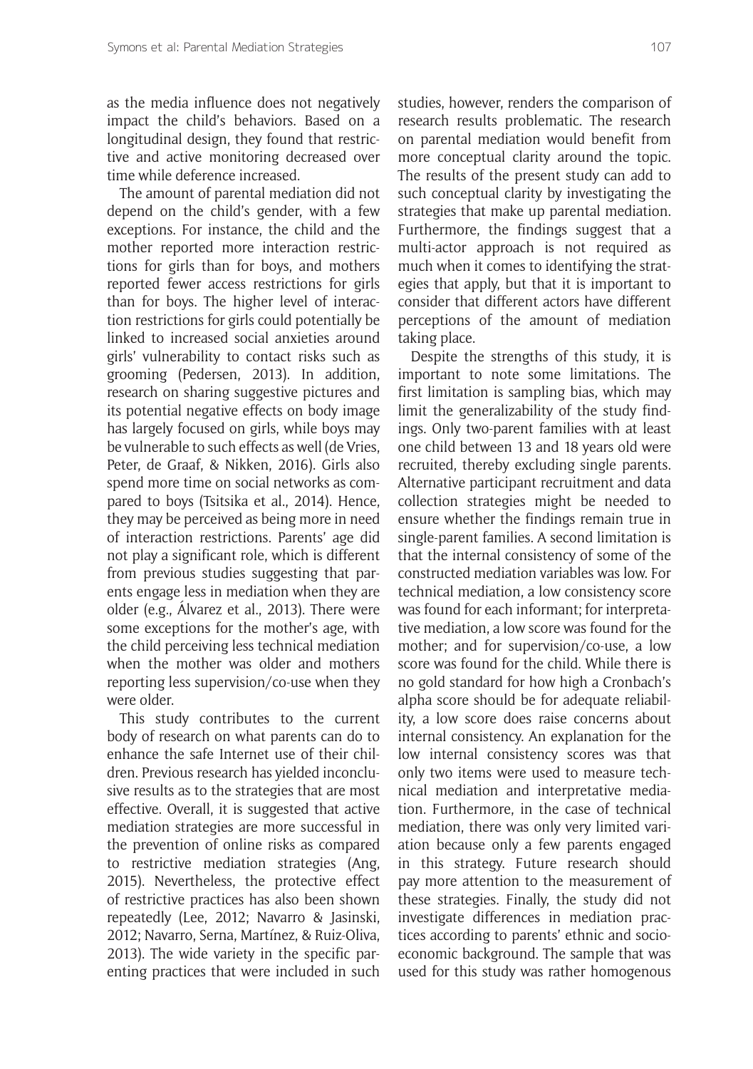as the media influence does not negatively impact the child's behaviors. Based on a longitudinal design, they found that restrictive and active monitoring decreased over time while deference increased.

The amount of parental mediation did not depend on the child's gender, with a few exceptions. For instance, the child and the mother reported more interaction restrictions for girls than for boys, and mothers reported fewer access restrictions for girls than for boys. The higher level of interaction restrictions for girls could potentially be linked to increased social anxieties around girls' vulnerability to contact risks such as grooming (Pedersen, 2013). In addition, research on sharing suggestive pictures and its potential negative effects on body image has largely focused on girls, while boys may be vulnerable to such effects as well (de Vries, Peter, de Graaf, & Nikken, 2016). Girls also spend more time on social networks as compared to boys (Tsitsika et al., 2014). Hence, they may be perceived as being more in need of interaction restrictions. Parents' age did not play a significant role, which is different from previous studies suggesting that parents engage less in mediation when they are older (e.g., Álvarez et al., 2013). There were some exceptions for the mother's age, with the child perceiving less technical mediation when the mother was older and mothers reporting less supervision/co-use when they were older.

This study contributes to the current body of research on what parents can do to enhance the safe Internet use of their children. Previous research has yielded inconclusive results as to the strategies that are most effective. Overall, it is suggested that active mediation strategies are more successful in the prevention of online risks as compared to restrictive mediation strategies (Ang, 2015). Nevertheless, the protective effect of restrictive practices has also been shown repeatedly (Lee, 2012; Navarro & Jasinski, 2012; Navarro, Serna, Martínez, & Ruiz-Oliva, 2013). The wide variety in the specific parenting practices that were included in such studies, however, renders the comparison of research results problematic. The research on parental mediation would benefit from more conceptual clarity around the topic. The results of the present study can add to such conceptual clarity by investigating the strategies that make up parental mediation. Furthermore, the findings suggest that a multi-actor approach is not required as much when it comes to identifying the strategies that apply, but that it is important to consider that different actors have different perceptions of the amount of mediation taking place.

Despite the strengths of this study, it is important to note some limitations. The first limitation is sampling bias, which may limit the generalizability of the study findings. Only two-parent families with at least one child between 13 and 18 years old were recruited, thereby excluding single parents. Alternative participant recruitment and data collection strategies might be needed to ensure whether the findings remain true in single-parent families. A second limitation is that the internal consistency of some of the constructed mediation variables was low. For technical mediation, a low consistency score was found for each informant; for interpretative mediation, a low score was found for the mother; and for supervision/co-use, a low score was found for the child. While there is no gold standard for how high a Cronbach's alpha score should be for adequate reliability, a low score does raise concerns about internal consistency. An explanation for the low internal consistency scores was that only two items were used to measure technical mediation and interpretative mediation. Furthermore, in the case of technical mediation, there was only very limited variation because only a few parents engaged in this strategy. Future research should pay more attention to the measurement of these strategies. Finally, the study did not investigate differences in mediation practices according to parents' ethnic and socioeconomic background. The sample that was used for this study was rather homogenous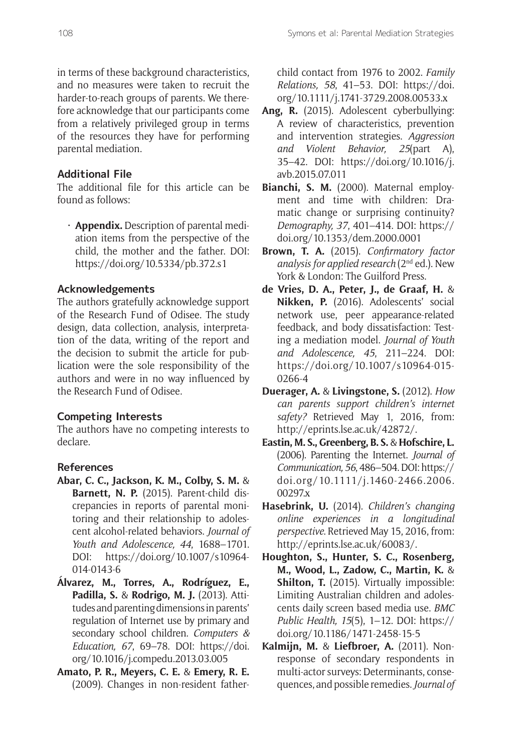in terms of these background characteristics, and no measures were taken to recruit the harder-to-reach groups of parents. We therefore acknowledge that our participants come from a relatively privileged group in terms of the resources they have for performing parental mediation.

## Additional File

The additional file for this article can be found as follows:

- **Appendix.** Description of parental mediation items from the perspective of the child, the mother and the father. DOI: https://doi.org/10.5334/pb.372.s1

## Acknowledgements

The authors gratefully acknowledge support of the Research Fund of Odisee. The study design, data collection, analysis, interpretation of the data, writing of the report and the decision to submit the article for publication were the sole responsibility of the authors and were in no way influenced by the Research Fund of Odisee.

## Competing Interests

The authors have no competing interests to declare.

## References

**Abar, C. C., Jackson, K. M., Colby, S. M.** & **Barnett, N. P.** (2015). Parent-child discrepancies in reports of parental monitoring and their relationship to adolescent alcohol-related behaviors. *Journal of Youth and Adolescence, 44*, 1688–1701. DOI: https://doi.org/10.1007/s10964-014-0143-6

**Álvarez, M., Torres, A., Rodríguez, E., Padilla, S.** & **Rodrigo, M. J.** (2013). Attitudes and parenting dimensions in parents' regulation of Internet use by primary and secondary school children. *Computers & Education, 67*, 69–78. DOI: https://doi.org/10.1016/j.compedu.2013.03.005

**Amato, P. R., Meyers, C. E.** & **Emery, R. E.** (2009). Changes in non-resident father-child contact from 1976 to 2002. *Family Relations, 58*, 41–53. DOI: https://doi.org/10.1111/j.1741-3729.2008.00533.x

**Ang, R.** (2015). Adolescent cyberbullying: A review of characteristics, prevention and intervention strategies. *Aggression and Violent Behavior, 25*(part A), 35–42. DOI: https://doi.org/10.1016/j.avb.2015.07.011

**Bianchi, S. M.** (2000). Maternal employment and time with children: Dramatic change or surprising continuity? *Demography, 37*, 401–414. DOI: https://doi.org/10.1353/dem.2000.0001

**Brown, T. A.** (2015). *Confirmatory factor analysis for applied research* (2nd ed.). New York & London: The Guilford Press.

**de Vries, D. A., Peter, J., de Graaf, H.** & **Nikken, P.** (2016). Adolescents' social network use, peer appearance-related feedback, and body dissatisfaction: Testing a mediation model. *Journal of Youth and Adolescence, 45*, 211–224. DOI: https://doi.org/10.1007/s10964-015-0266-4

**Duerager, A.** & **Livingstone, S.** (2012). *How can parents support children's internet safety?* Retrieved May 1, 2016, from: http://eprints.lse.ac.uk/42872/.

**Eastin, M. S., Greenberg, B. S.** & **Hofschire, L.** (2006). Parenting the Internet. *Journal of Communication, 56*, 486–504. DOI: https://doi.org/10.1111/j.1460-2466.2006.00297.x

**Hasebrink, U.** (2014). *Children's changing online experiences in a longitudinal perspective.* Retrieved May 15, 2016, from: http://eprints.lse.ac.uk/60083/.

**Houghton, S., Hunter, S. C., Rosenberg, M., Wood, L., Zadow, C., Martin, K.** & **Shilton, T.** (2015). Virtually impossible: Limiting Australian children and adolescents daily screen based media use. *BMC Public Health, 15*(5), 1–12. DOI: https://doi.org/10.1186/1471-2458-15-5

**Kalmijn, M.** & **Liefbroer, A.** (2011). Nonresponse of secondary respondents in multi-actor surveys: Determinants, consequences, and possible remedies. *Journal of*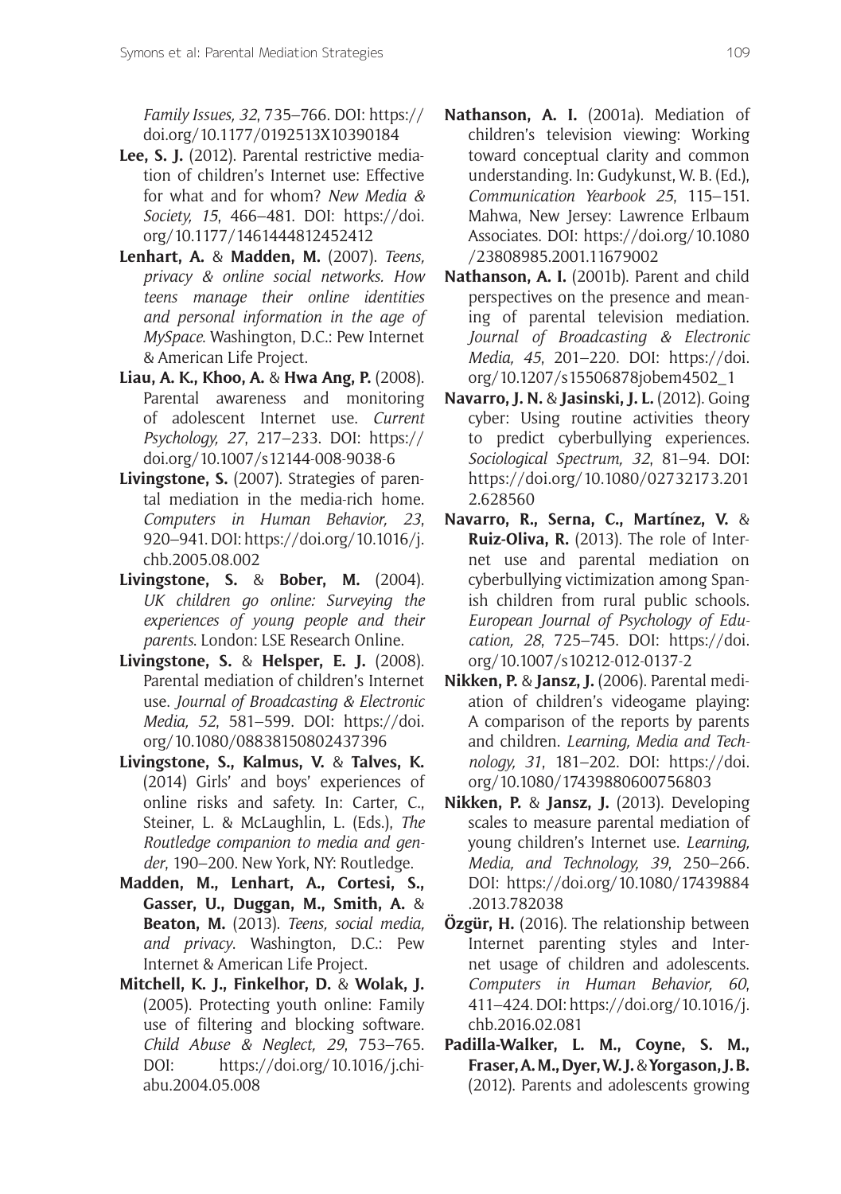*Family Issues, 32*, 735–766. DOI: https://doi.org/10.1177/0192513X10390184

**Lee, S. J.** (2012). Parental restrictive mediation of children's Internet use: Effective for what and for whom? *New Media & Society, 15*, 466–481. DOI: https://doi.org/10.1177/1461444812452412

**Lenhart, A.** & **Madden, M.** (2007). *Teens, privacy & online social networks. How teens manage their online identities and personal information in the age of MySpace*. Washington, D.C.: Pew Internet & American Life Project.

**Liau, A. K., Khoo, A.** & **Hwa Ang, P.** (2008). Parental awareness and monitoring of adolescent Internet use. *Current Psychology, 27*, 217–233. DOI: https://doi.org/10.1007/s12144-008-9038-6

**Livingstone, S.** (2007). Strategies of parental mediation in the media-rich home. *Computers in Human Behavior, 23*, 920–941. DOI: https://doi.org/10.1016/j.chb.2005.08.002

**Livingstone, S.** & **Bober, M.** (2004). *UK children go online: Surveying the experiences of young people and their parents*. London: LSE Research Online.

**Livingstone, S.** & **Helsper, E. J.** (2008). Parental mediation of children's Internet use. *Journal of Broadcasting & Electronic Media, 52*, 581–599. DOI: https://doi.org/10.1080/08838150802437396

**Livingstone, S., Kalmus, V.** & **Talves, K.** (2014) Girls' and boys' experiences of online risks and safety. In: Carter, C., Steiner, L. & McLaughlin, L. (Eds.), *The Routledge companion to media and gender*, 190–200. New York, NY: Routledge.

**Madden, M., Lenhart, A., Cortesi, S., Gasser, U., Duggan, M., Smith, A.** & **Beaton, M.** (2013). *Teens, social media, and privacy*. Washington, D.C.: Pew Internet & American Life Project.

**Mitchell, K. J., Finkelhor, D.** & **Wolak, J.** (2005). Protecting youth online: Family use of filtering and blocking software. *Child Abuse & Neglect, 29*, 753–765. DOI: https://doi.org/10.1016/j.chiabu.2004.05.008

**Nathanson, A. I.** (2001a). Mediation of children's television viewing: Working toward conceptual clarity and common understanding. In: Gudykunst, W. B. (Ed.), *Communication Yearbook 25*, 115–151. Mahwa, New Jersey: Lawrence Erlbaum Associates. DOI: https://doi.org/10.1080/23808985.2001.11679002

**Nathanson, A. I.** (2001b). Parent and child perspectives on the presence and meaning of parental television mediation. *Journal of Broadcasting & Electronic Media, 45*, 201–220. DOI: https://doi.org/10.1207/s15506878jobem4502_1

**Navarro, J. N.** & **Jasinski, J. L.** (2012). Going cyber: Using routine activities theory to predict cyberbullying experiences. *Sociological Spectrum, 32*, 81–94. DOI: https://doi.org/10.1080/02732173.2012.628560

**Navarro, R., Serna, C., Martínez, V.** & **Ruiz-Oliva, R.** (2013). The role of Internet use and parental mediation on cyberbullying victimization among Spanish children from rural public schools. *European Journal of Psychology of Education, 28*, 725–745. DOI: https://doi.org/10.1007/s10212-012-0137-2

**Nikken, P.** & **Jansz, J.** (2006). Parental mediation of children's videogame playing: A comparison of the reports by parents and children. *Learning, Media and Technology, 31*, 181–202. DOI: https://doi.org/10.1080/17439880600756803

**Nikken, P.** & **Jansz, J.** (2013). Developing scales to measure parental mediation of young children's Internet use. *Learning, Media, and Technology, 39*, 250–266. DOI: https://doi.org/10.1080/17439884.2013.782038

**Özgür, H.** (2016). The relationship between Internet parenting styles and Internet usage of children and adolescents. *Computers in Human Behavior, 60*, 411–424. DOI: https://doi.org/10.1016/j.chb.2016.02.081

**Padilla-Walker, L. M., Coyne, S. M., Fraser, A. M., Dyer, W. J.** & **Yorgason, J. B.** (2012). Parents and adolescents growing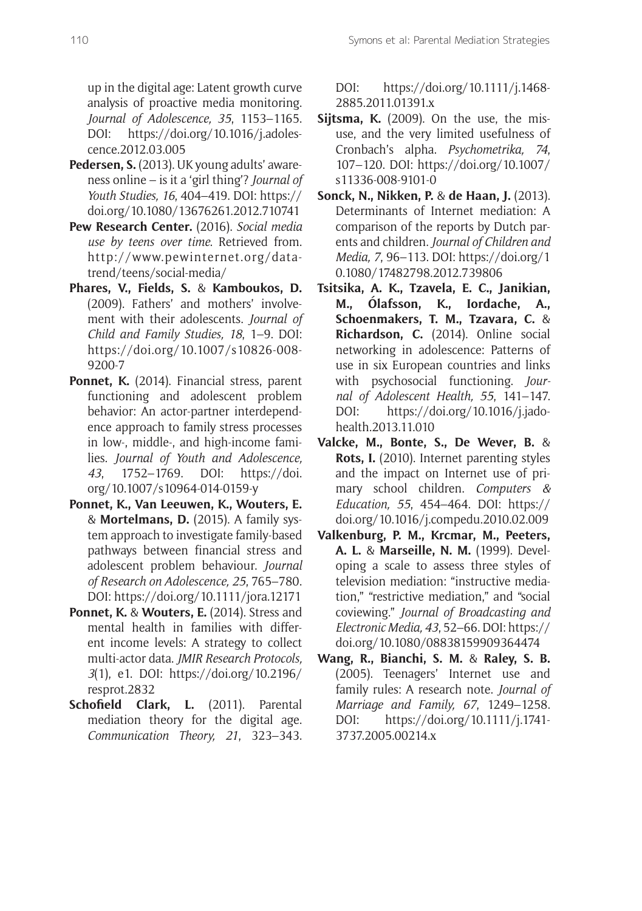up in the digital age: Latent growth curve analysis of proactive media monitoring. *Journal of Adolescence, 35*, 1153–1165. DOI: https://doi.org/10.1016/j.adolescence.2012.03.005

**Pedersen, S.** (2013). UK young adults' awareness online – is it a 'girl thing'? *Journal of Youth Studies, 16*, 404–419. DOI: https://doi.org/10.1080/13676261.2012.710741

**Pew Research Center.** (2016). *Social media use by teens over time*. Retrieved from. http://www.pewinternet.org/datatrend/teens/social-media/

**Phares, V., Fields, S.** & **Kamboukos, D.** (2009). Fathers' and mothers' involvement with their adolescents. *Journal of Child and Family Studies, 18*, 1–9. DOI: https://doi.org/10.1007/s10826-008-9200-7

**Ponnet, K.** (2014). Financial stress, parent functioning and adolescent problem behavior: An actor-partner interdependence approach to family stress processes in low-, middle-, and high-income families. *Journal of Youth and Adolescence, 43*, 1752–1769. DOI: https://doi.org/10.1007/s10964-014-0159-y

**Ponnet, K., Van Leeuwen, K., Wouters, E.** & **Mortelmans, D.** (2015). A family system approach to investigate family-based pathways between financial stress and adolescent problem behaviour. *Journal of Research on Adolescence, 25*, 765–780. DOI: https://doi.org/10.1111/jora.12171

**Ponnet, K.** & **Wouters, E.** (2014). Stress and mental health in families with different income levels: A strategy to collect multi-actor data. *JMIR Research Protocols, 3*(1), e1. DOI: https://doi.org/10.2196/resprot.2832

**Schofield Clark, L.** (2011). Parental mediation theory for the digital age. *Communication Theory, 21*, 323–343. DOI: https://doi.org/10.1111/j.1468-2885.2011.01391.x

**Sijtsma, K.** (2009). On the use, the misuse, and the very limited usefulness of Cronbach's alpha. *Psychometrika, 74*, 107–120. DOI: https://doi.org/10.1007/s11336-008-9101-0

**Sonck, N., Nikken, P.** & **de Haan, J.** (2013). Determinants of Internet mediation: A comparison of the reports by Dutch parents and children. *Journal of Children and Media, 7*, 96–113. DOI: https://doi.org/10.1080/17482798.2012.739806

**Tsitsika, A. K., Tzavela, E. C., Janikian, M., Ólafsson, K., Iordache, A., Schoenmakers, T. M., Tzavara, C.** & **Richardson, C.** (2014). Online social networking in adolescence: Patterns of use in six European countries and links with psychosocial functioning. *Journal of Adolescent Health, 55*, 141–147. DOI: https://doi.org/10.1016/j.jadohealth.2013.11.010

**Valcke, M., Bonte, S., De Wever, B.** & **Rots, I.** (2010). Internet parenting styles and the impact on Internet use of primary school children. *Computers & Education, 55*, 454–464. DOI: https://doi.org/10.1016/j.compedu.2010.02.009

**Valkenburg, P. M., Krcmar, M., Peeters, A. L.** & **Marseille, N. M.** (1999). Developing a scale to assess three styles of television mediation: "instructive mediation," "restrictive mediation," and "social coviewing." *Journal of Broadcasting and Electronic Media, 43*, 52–66. DOI: https://doi.org/10.1080/08838159909364474

**Wang, R., Bianchi, S. M.** & **Raley, S. B.** (2005). Teenagers' Internet use and family rules: A research note. *Journal of Marriage and Family, 67*, 1249–1258. DOI: https://doi.org/10.1111/j.1741-3737.2005.00214.x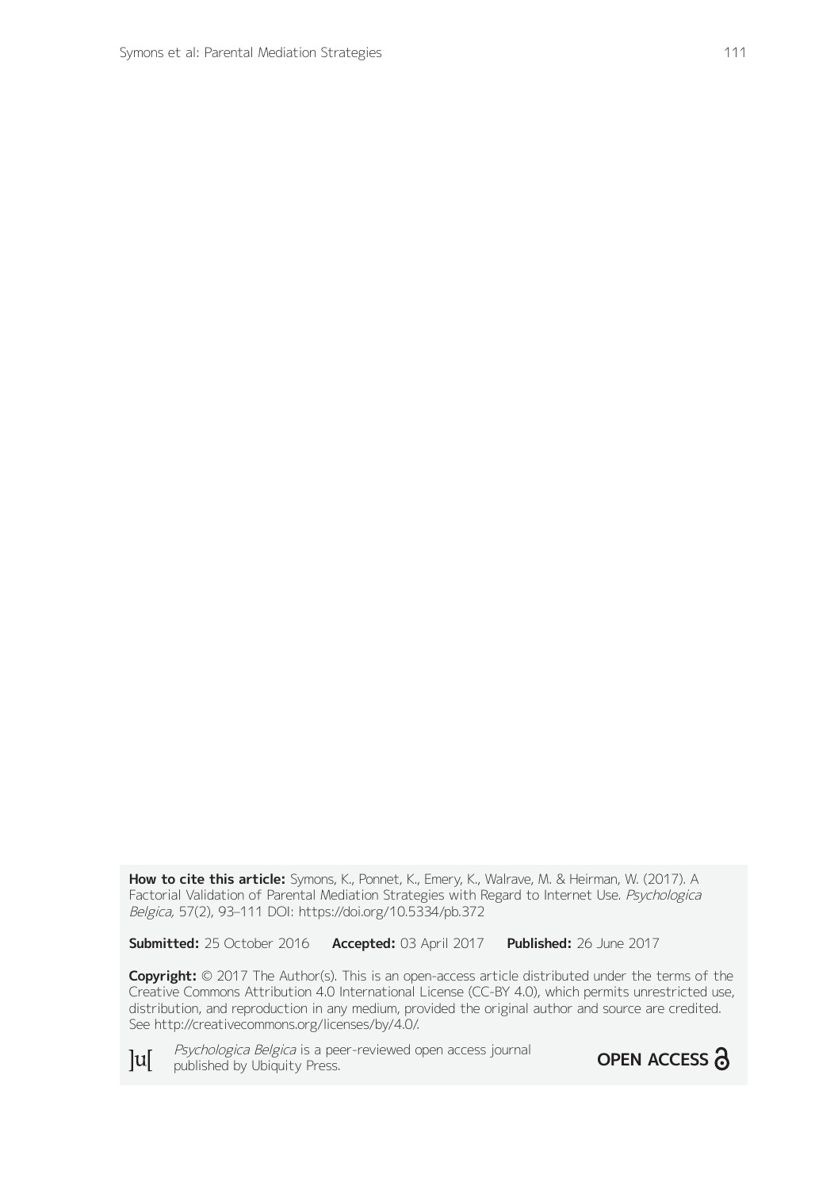**How to cite this article:** Symons, K., Ponnet, K., Emery, K., Walrave, M. & Heirman, W. (2017). A Factorial Validation of Parental Mediation Strategies with Regard to Internet Use. *Psychologica Belgica,* 57(2), 93–111 DOI: https://doi.org/10.5334/pb.372

**Submitted:** 25 October 2016 **Accepted:** 03 April 2017 **Published:** 26 June 2017

**Copyright:** © 2017 The Author(s). This is an open-access article distributed under the terms of the Creative Commons Attribution 4.0 International License (CC-BY 4.0), which permits unrestricted use, distribution, and reproduction in any medium, provided the original author and source are credited. See http://creativecommons.org/licenses/by/4.0/.

*Psychologica Belgica* is a peer-reviewed open access journal published by Ubiquity Press.

OPEN ACCESS